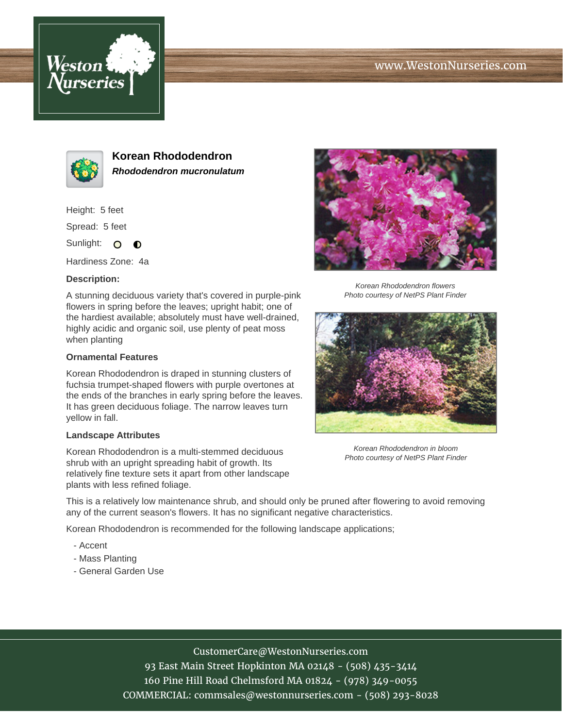# Korean Rhododendron

***Rhododendron mucronulatum***

Height: 5 feet

Spread: 5 feet

Sunlight: ○ ◐

Hardiness Zone: 4a

### Description:

A stunning deciduous variety that's covered in purple-pink flowers in spring before the leaves; upright habit; one of the hardiest available; absolutely must have well-drained, highly acidic and organic soil, use plenty of peat moss when planting

### Ornamental Features

Korean Rhododendron is draped in stunning clusters of fuchsia trumpet-shaped flowers with purple overtones at the ends of the branches in early spring before the leaves. It has green deciduous foliage. The narrow leaves turn yellow in fall.

### Landscape Attributes

Korean Rhododendron is a multi-stemmed deciduous shrub with an upright spreading habit of growth. Its relatively fine texture sets it apart from other landscape plants with less refined foliage.

This is a relatively low maintenance shrub, and should only be pruned after flowering to avoid removing any of the current season's flowers. It has no significant negative characteristics.

Korean Rhododendron is recommended for the following landscape applications;

- Accent
- Mass Planting
- General Garden Use

*Korean Rhododendron flowers*
*Photo courtesy of NetPS Plant Finder*

*Korean Rhododendron in bloom*
*Photo courtesy of NetPS Plant Finder*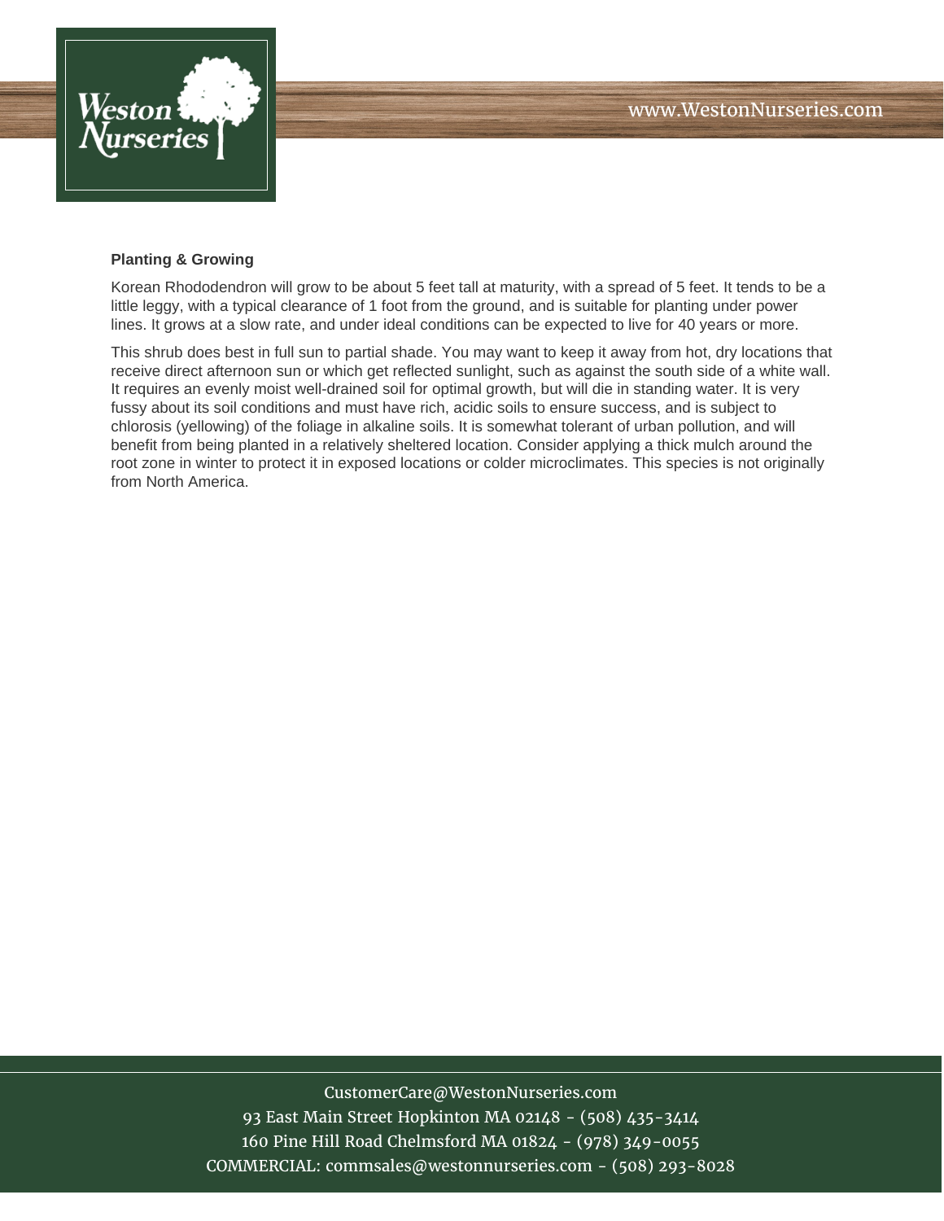**Planting & Growing**

Korean Rhododendron will grow to be about 5 feet tall at maturity, with a spread of 5 feet. It tends to be a little leggy, with a typical clearance of 1 foot from the ground, and is suitable for planting under power lines. It grows at a slow rate, and under ideal conditions can be expected to live for 40 years or more.

This shrub does best in full sun to partial shade. You may want to keep it away from hot, dry locations that receive direct afternoon sun or which get reflected sunlight, such as against the south side of a white wall. It requires an evenly moist well-drained soil for optimal growth, but will die in standing water. It is very fussy about its soil conditions and must have rich, acidic soils to ensure success, and is subject to chlorosis (yellowing) of the foliage in alkaline soils. It is somewhat tolerant of urban pollution, and will benefit from being planted in a relatively sheltered location. Consider applying a thick mulch around the root zone in winter to protect it in exposed locations or colder microclimates. This species is not originally from North America.